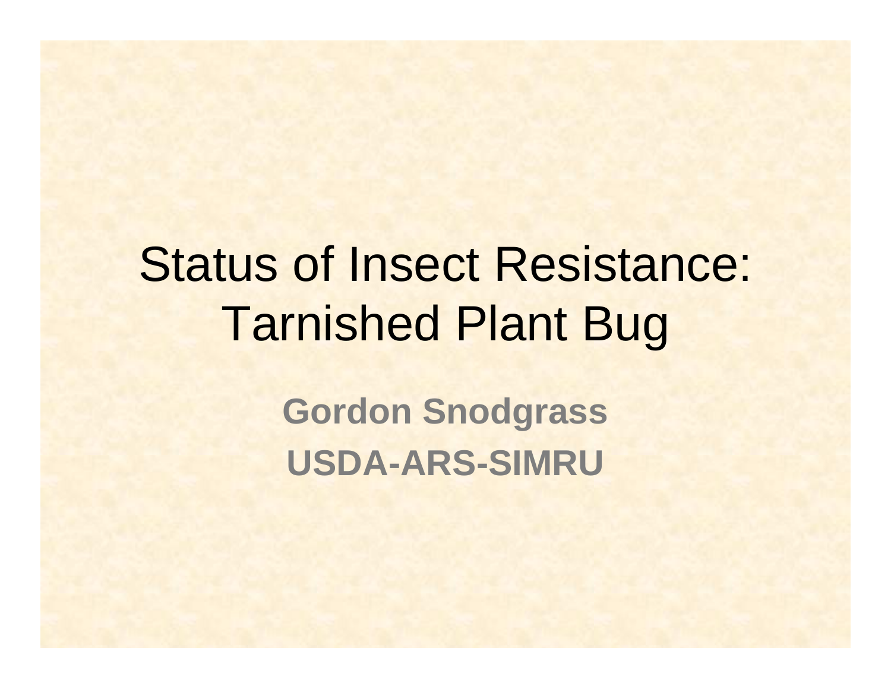# Status of Insect Resistance: Tarnished Plant Bug

**Gordon Snodgrass**

**USDA-ARS-SIMRU**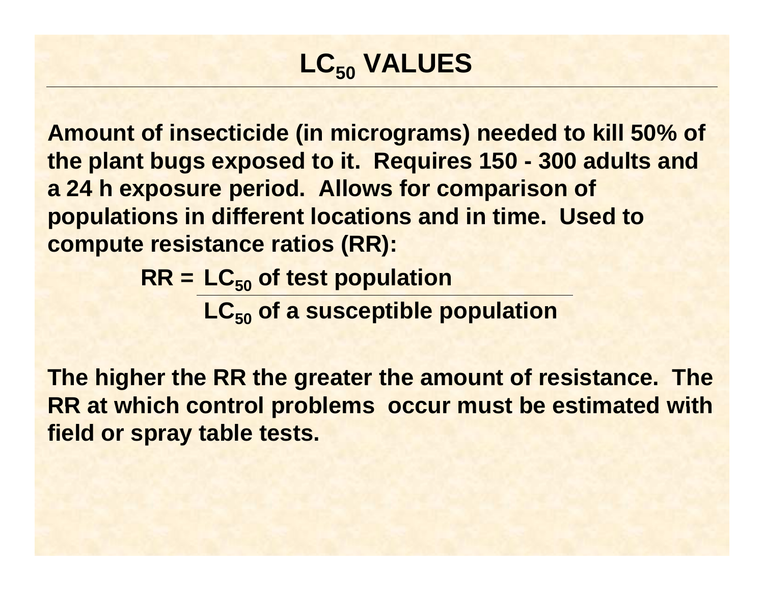# $LC_{50}$ VALUES

**Amount of insecticide (in micrograms) needed to kill 50% of the plant bugs exposed to it. Requires 150 - 300 adults and a 24 h exposure period. Allows for comparison of populations in different locations and in time. Used to compute resistance ratios (RR):**

$$RR = \frac{LC_{50} \text{ of test population}}{LC_{50} \text{ of a susceptible population}}$$

**The higher the RR the greater the amount of resistance. The RR at which control problems occur must be estimated with field or spray table tests.**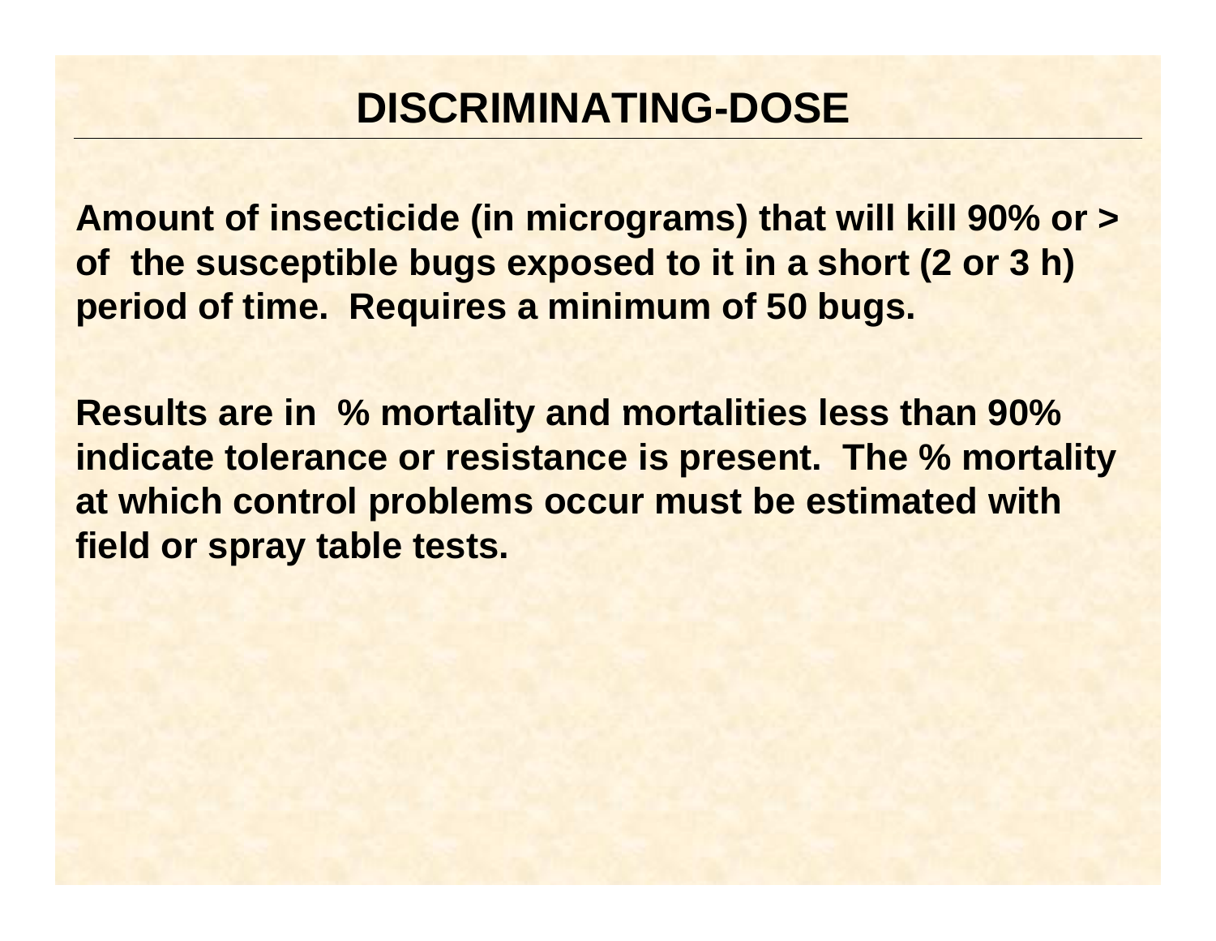# DISCRIMINATING-DOSE

**Amount of insecticide (in micrograms) that will kill 90% or > of the susceptible bugs exposed to it in a short (2 or 3 h) period of time. Requires a minimum of 50 bugs.**

**Results are in % mortality and mortalities less than 90% indicate tolerance or resistance is present. The % mortality at which control problems occur must be estimated with field or spray table tests.**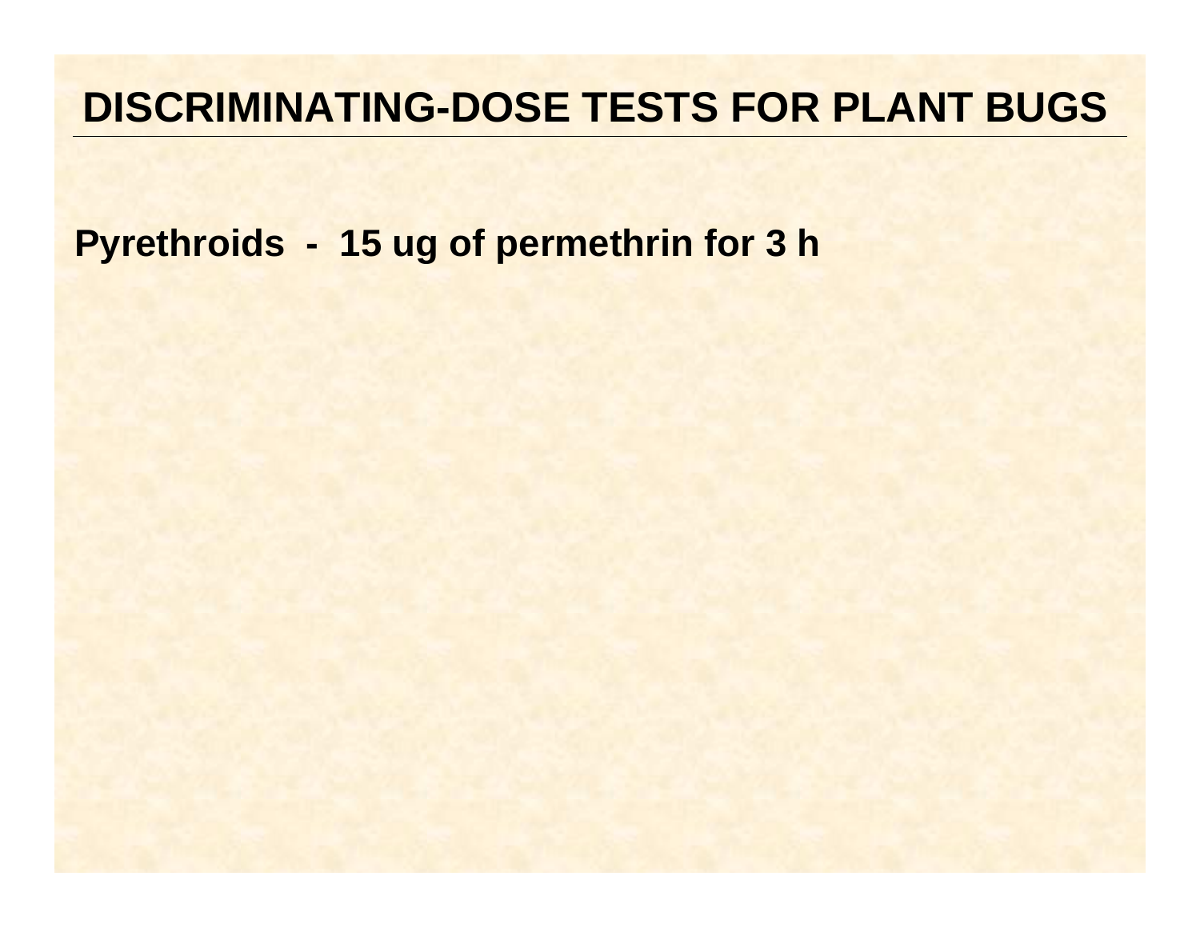# DISCRIMINATING-DOSE TESTS FOR PLANT BUGS

**Pyrethroids - 15 ug of permethrin for 3 h**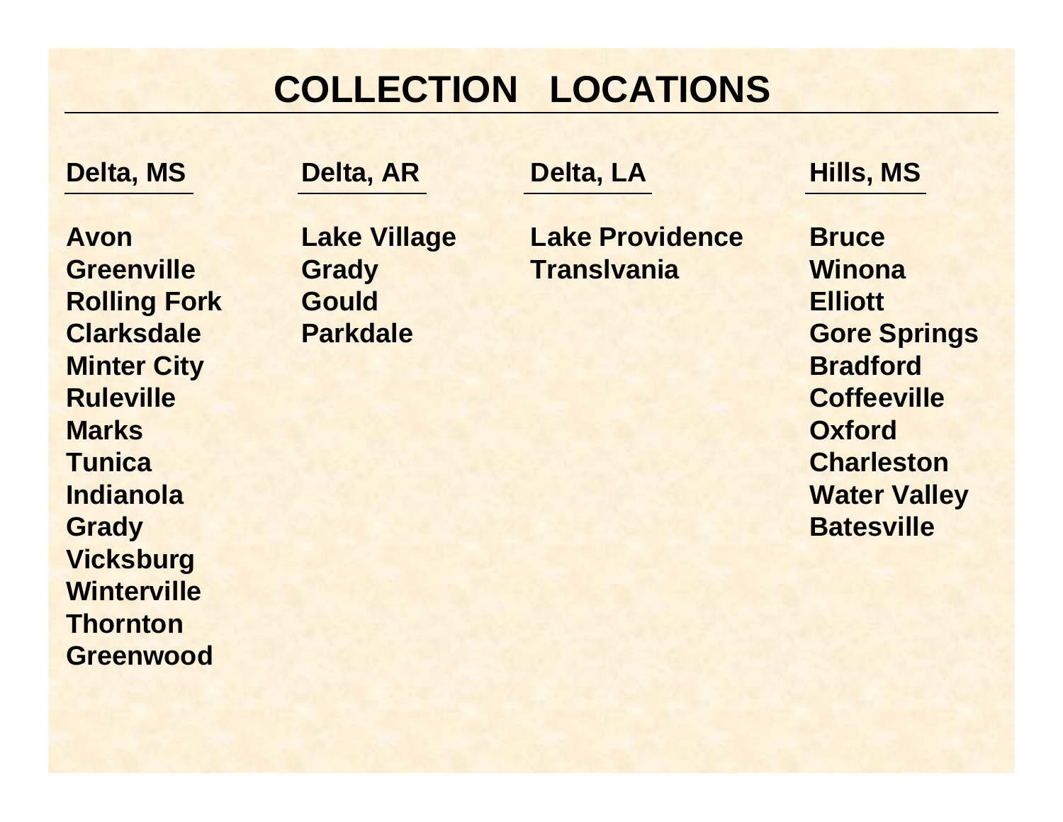# COLLECTION LOCATIONS

| Delta, MS | Delta, AR | Delta, LA | Hills, MS |
|---|---|---|---|
| Avon | Lake Village | Lake Providence | Bruce |
| Greenville | Grady | Translvania | Winona |
| Rolling Fork | Gould | | Elliott |
| Clarksdale | Parkdale | | Gore Springs |
| Minter City | | | Bradford |
| Ruleville | | | Coffeeville |
| Marks | | | Oxford |
| Tunica | | | Charleston |
| Indianola | | | Water Valley |
| Grady | | | Batesville |
| Vicksburg | | | |
| Winterville | | | |
| Thornton | | | |
| Greenwood | | | |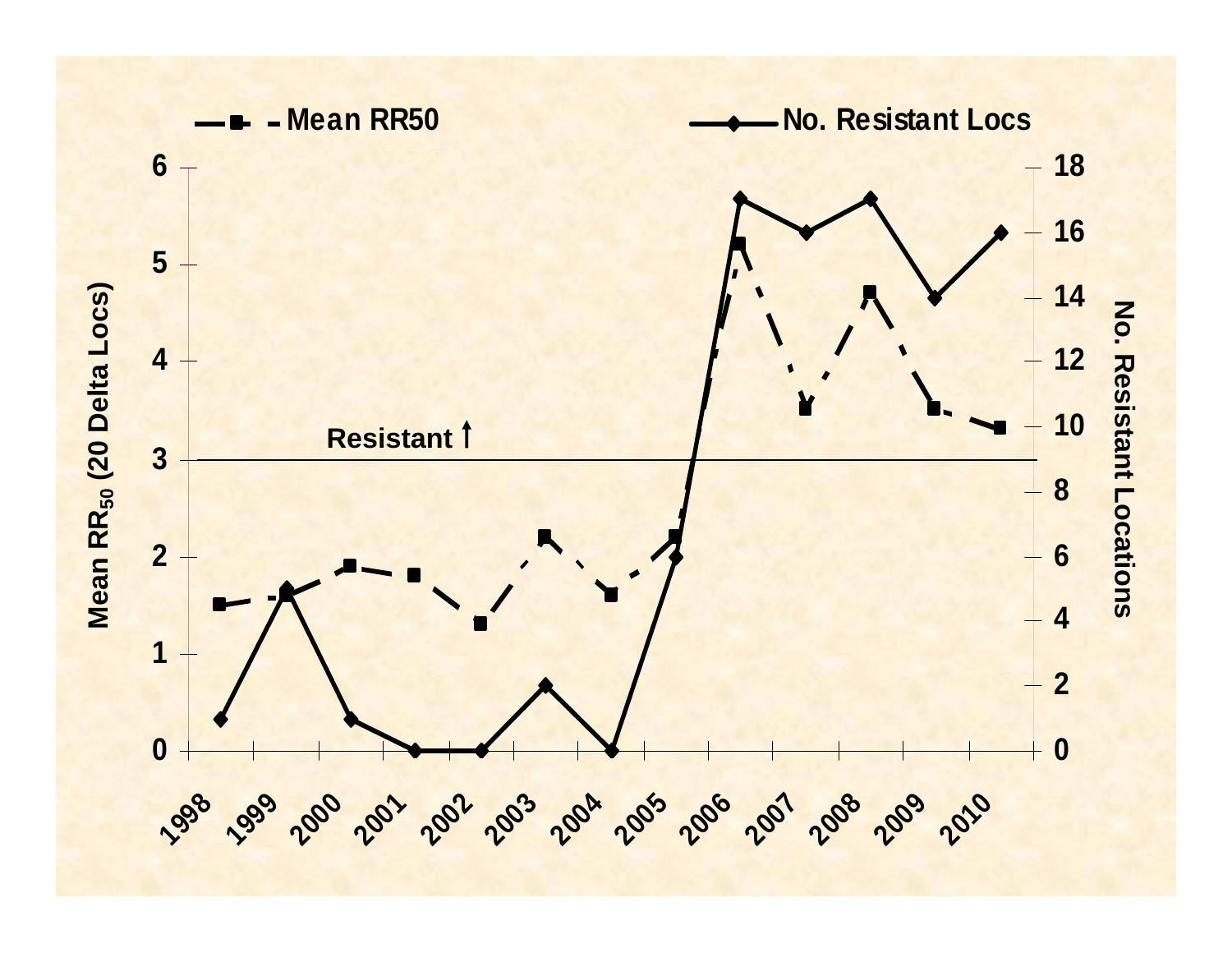Mean RR50 — No. Resistant Locs

Resistant ↑

Mean $RR_{50}$ (20 Delta Locs)

No. Resistant Locations

1998 1999 2000 2001 2002 2003 2004 2005 2006 2007 2008 2009 2010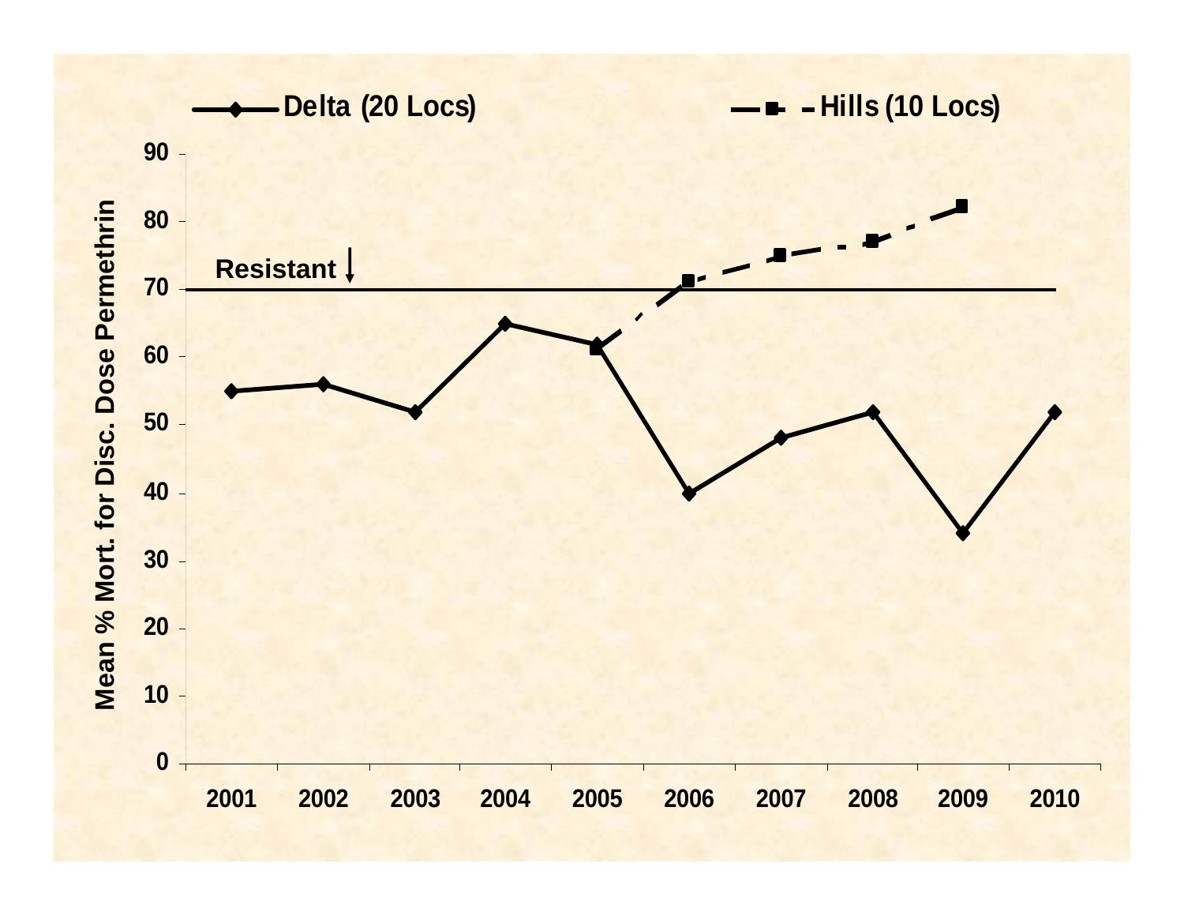Delta (20 Locs)

Hills (10 Locs)

Resistant

Mean % Mort. for Disc. Dose Permethrin

90
80
70
60
50
40
30
20
10
0

2001 2002 2003 2004 2005 2006 2007 2008 2009 2010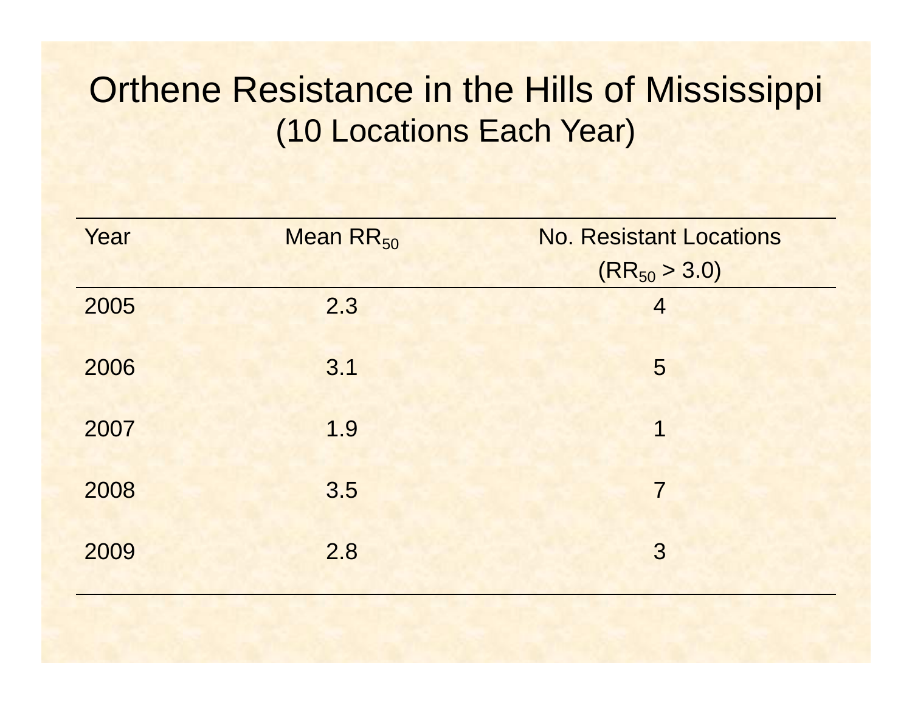# Orthene Resistance in the Hills of Mississippi

## (10 Locations Each Year)

| Year | Mean $RR_{50}$ | No. Resistant Locations ($RR_{50}$ > 3.0) |
|---|---|---|
| 2005 | 2.3 | 4 |
| 2006 | 3.1 | 5 |
| 2007 | 1.9 | 1 |
| 2008 | 3.5 | 7 |
| 2009 | 2.8 | 3 |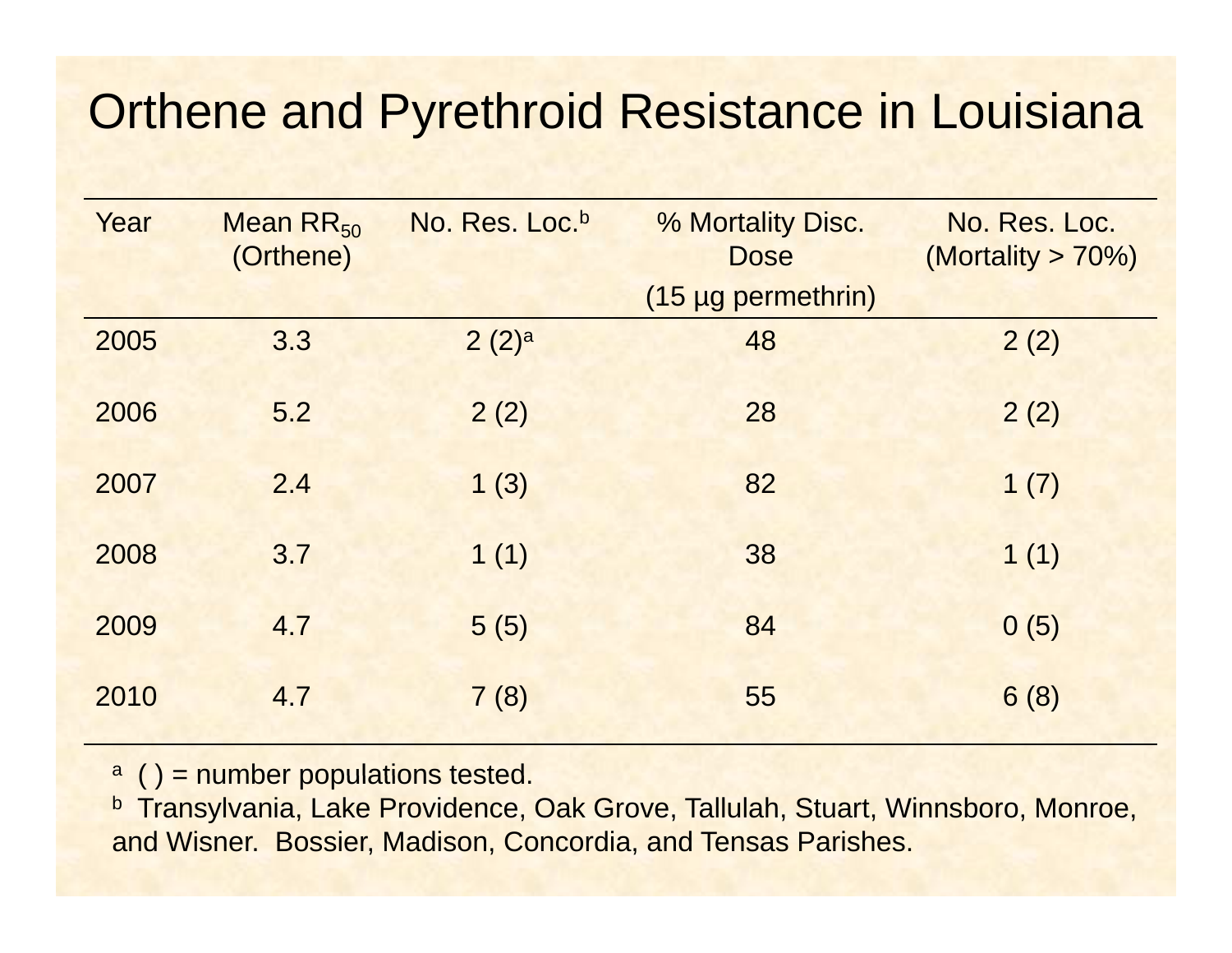# Orthene and Pyrethroid Resistance in Louisiana

| Year | Mean $RR_{50}$ (Orthene) | No. Res. Loc.[b] | % Mortality Disc. Dose (15 µg permethrin) | No. Res. Loc. (Mortality > 70%) |
|---|---|---|---|---|
| 2005 | 3.3 | 2 (2)[a] | 48 | 2 (2) |
| 2006 | 5.2 | 2 (2) | 28 | 2 (2) |
| 2007 | 2.4 | 1 (3) | 82 | 1 (7) |
| 2008 | 3.7 | 1 (1) | 38 | 1 (1) |
| 2009 | 4.7 | 5 (5) | 84 | 0 (5) |
| 2010 | 4.7 | 7 (8) | 55 | 6 (8) |

[a] ( ) = number populations tested.
[b] Transylvania, Lake Providence, Oak Grove, Tallulah, Stuart, Winnsboro, Monroe, and Wisner. Bossier, Madison, Concordia, and Tensas Parishes.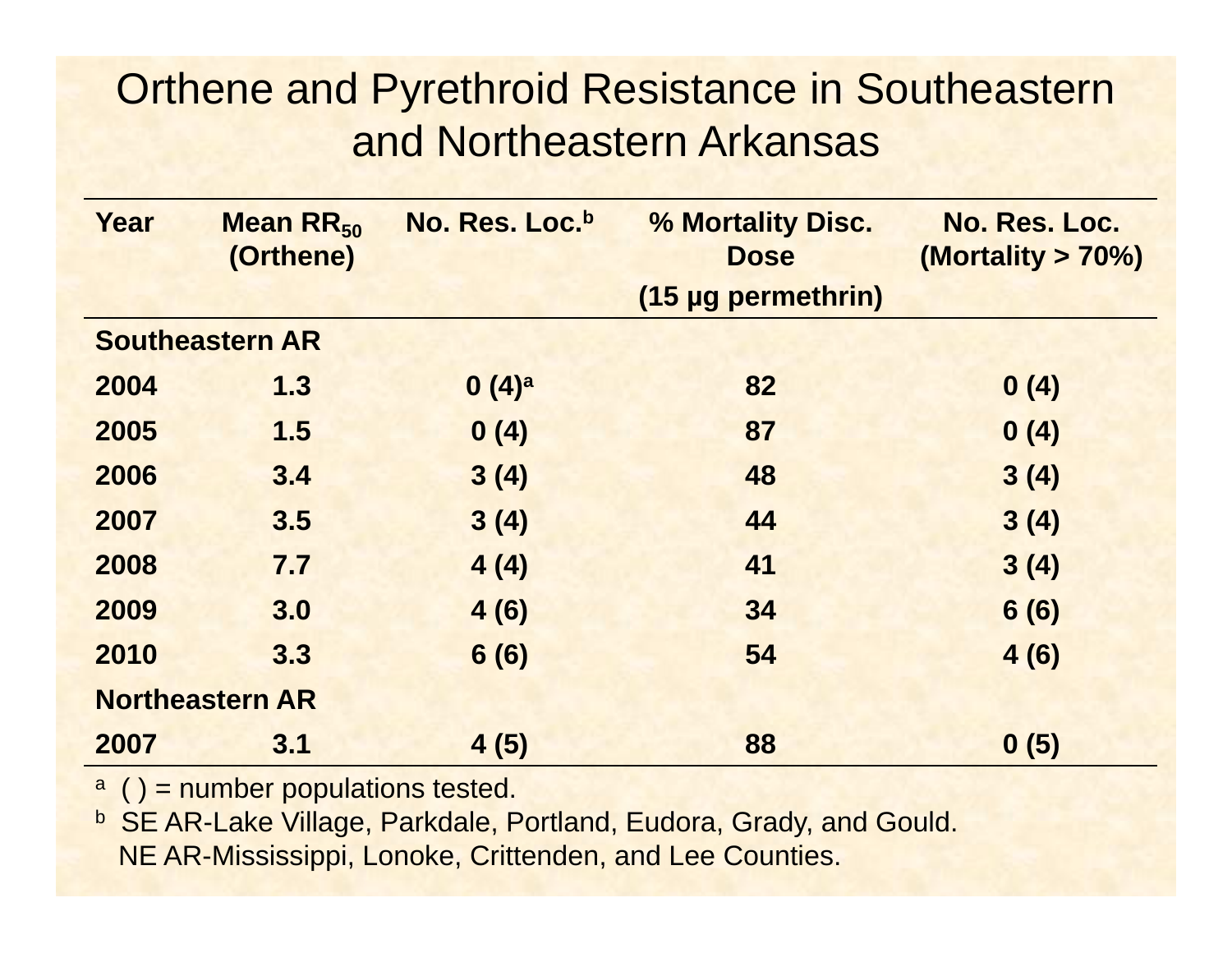# Orthene and Pyrethroid Resistance in Southeastern and Northeastern Arkansas

| Year | Mean $RR_{50}$ (Orthene) | No. Res. Loc.[b] | % Mortality Disc. Dose (15 µg permethrin) | No. Res. Loc. (Mortality > 70%) |
|---|---|---|---|---|
| **Southeastern AR** | | | | |
| 2004 | 1.3 | 0 (4)[a] | 82 | 0 (4) |
| 2005 | 1.5 | 0 (4) | 87 | 0 (4) |
| 2006 | 3.4 | 3 (4) | 48 | 3 (4) |
| 2007 | 3.5 | 3 (4) | 44 | 3 (4) |
| 2008 | 7.7 | 4 (4) | 41 | 3 (4) |
| 2009 | 3.0 | 4 (6) | 34 | 6 (6) |
| 2010 | 3.3 | 6 (6) | 54 | 4 (6) |
| **Northeastern AR** | | | | |
| 2007 | 3.1 | 4 (5) | 88 | 0 (5) |

[a] ( ) = number populations tested.

[b] SE AR-Lake Village, Parkdale, Portland, Eudora, Grady, and Gould.
NE AR-Mississippi, Lonoke, Crittenden, and Lee Counties.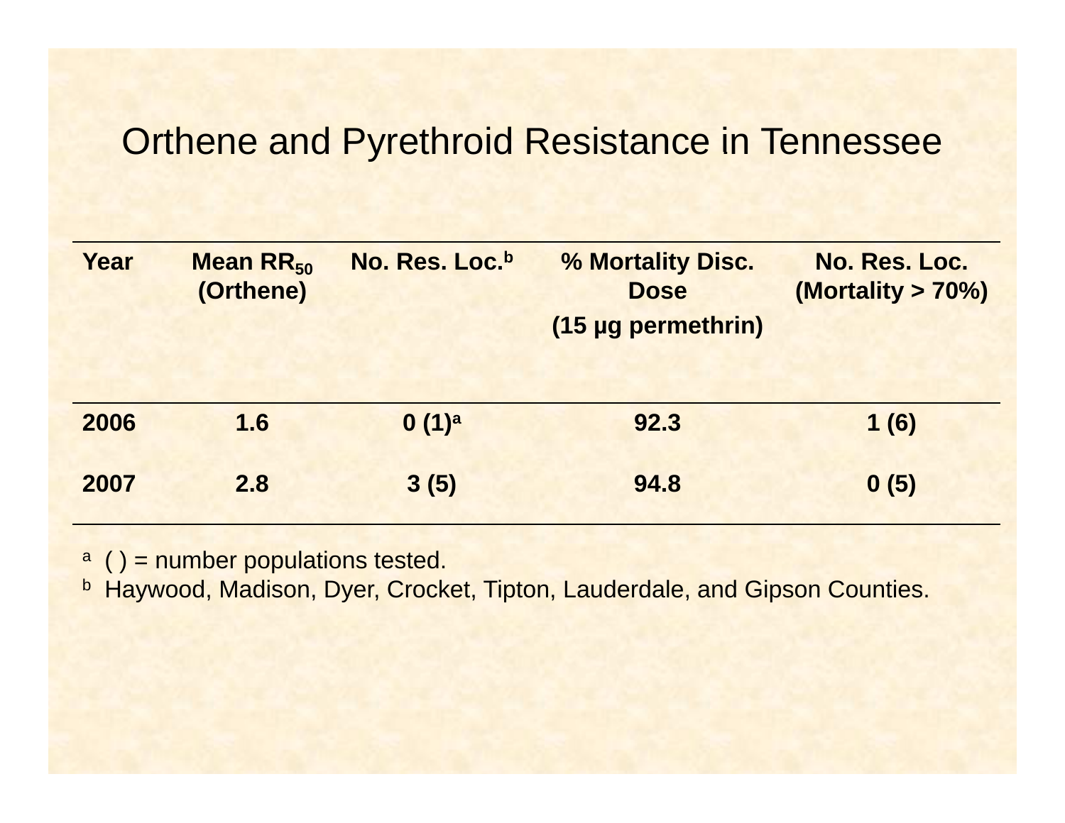# Orthene and Pyrethroid Resistance in Tennessee

| Year | Mean $RR_{50}$ (Orthene) | No. Res. Loc.[b] | % Mortality Disc. Dose (15 µg permethrin) | No. Res. Loc. (Mortality > 70%) |
|---|---|---|---|---|
| 2006 | 1.6 | 0 (1)[a] | 92.3 | 1 (6) |
| 2007 | 2.8 | 3 (5) | 94.8 | 0 (5) |

[a] ( ) = number populations tested.

[b] Haywood, Madison, Dyer, Crocket, Tipton, Lauderdale, and Gipson Counties.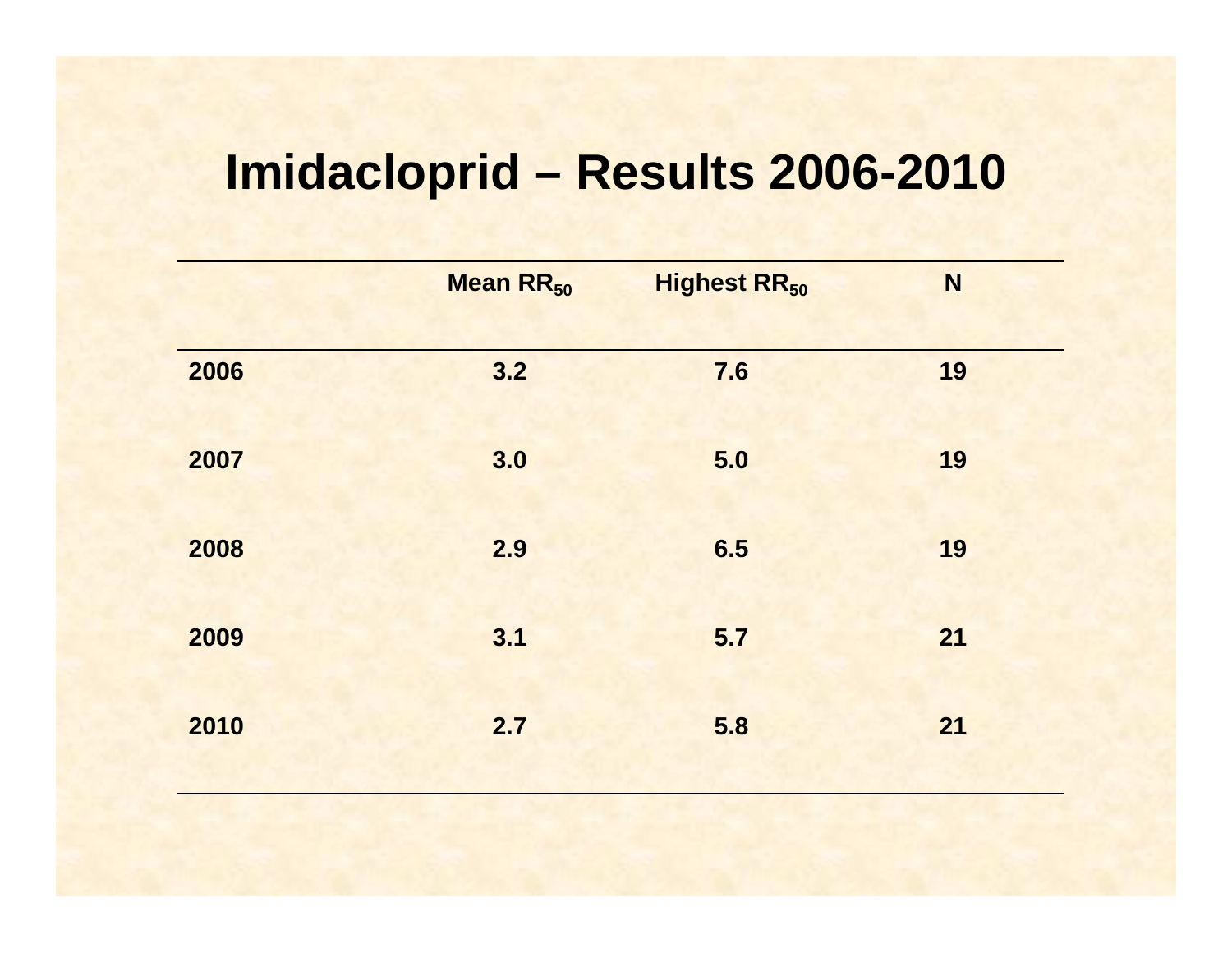# Imidacloprid – Results 2006-2010

| | Mean $RR_{50}$ | Highest $RR_{50}$ | N |
|---|---|---|---|
| 2006 | 3.2 | 7.6 | 19 |
| 2007 | 3.0 | 5.0 | 19 |
| 2008 | 2.9 | 6.5 | 19 |
| 2009 | 3.1 | 5.7 | 21 |
| 2010 | 2.7 | 5.8 | 21 |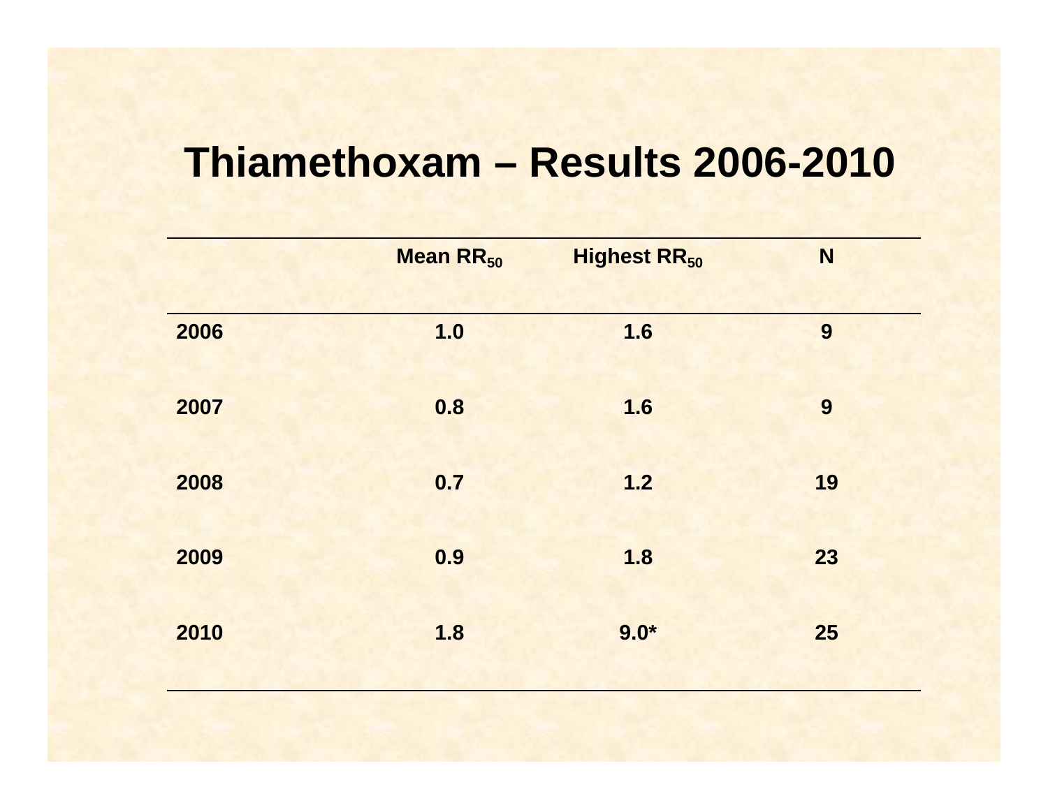# Thiamethoxam – Results 2006-2010

| | Mean $RR_{50}$ | Highest $RR_{50}$ | N |
|---|---|---|---|
| 2006 | 1.0 | 1.6 | 9 |
| 2007 | 0.8 | 1.6 | 9 |
| 2008 | 0.7 | 1.2 | 19 |
| 2009 | 0.9 | 1.8 | 23 |
| 2010 | 1.8 | 9.0* | 25 |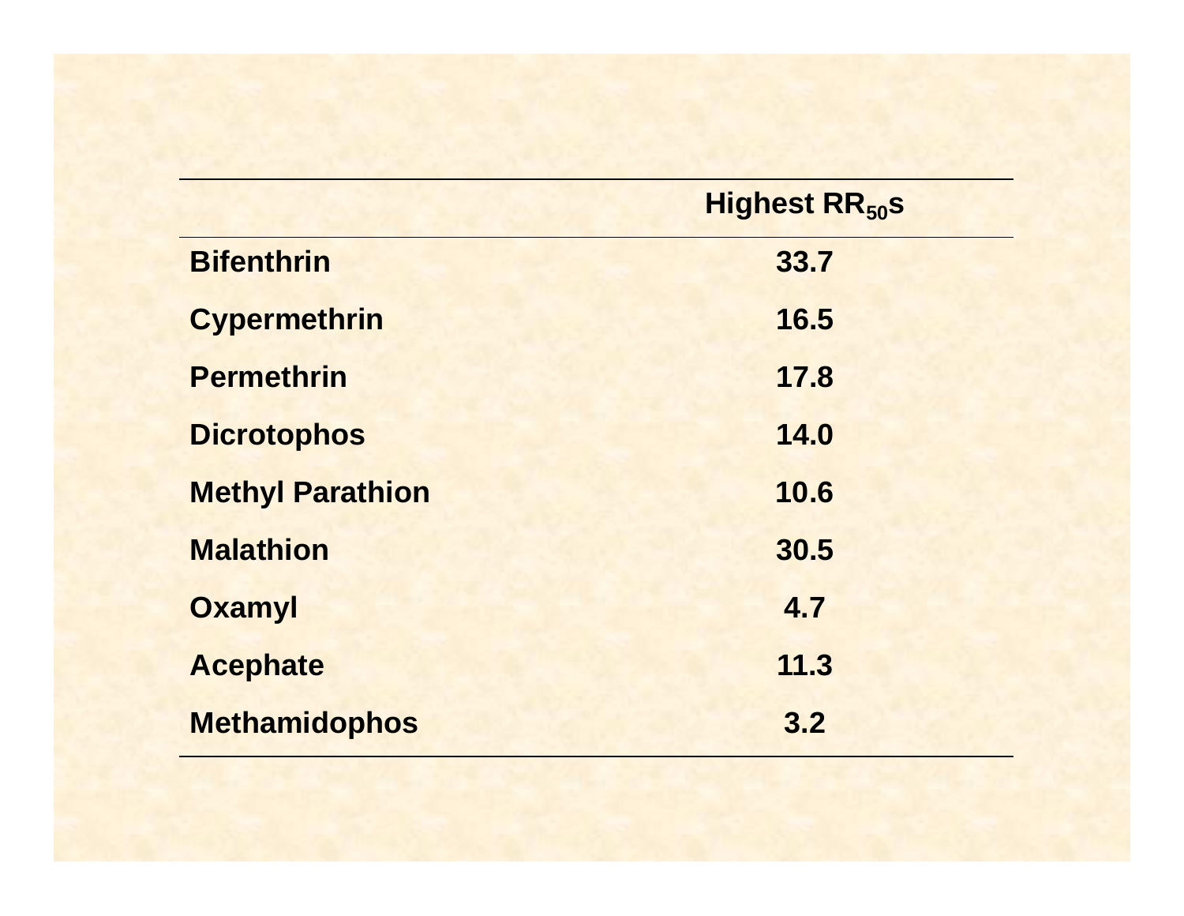| | Highest $RR_{50}$s |
|---|---|
| **Bifenthrin** | 33.7 |
| **Cypermethrin** | 16.5 |
| **Permethrin** | 17.8 |
| **Dicrotophos** | 14.0 |
| **Methyl Parathion** | 10.6 |
| **Malathion** | 30.5 |
| **Oxamyl** | 4.7 |
| **Acephate** | 11.3 |
| **Methamidophos** | 3.2 |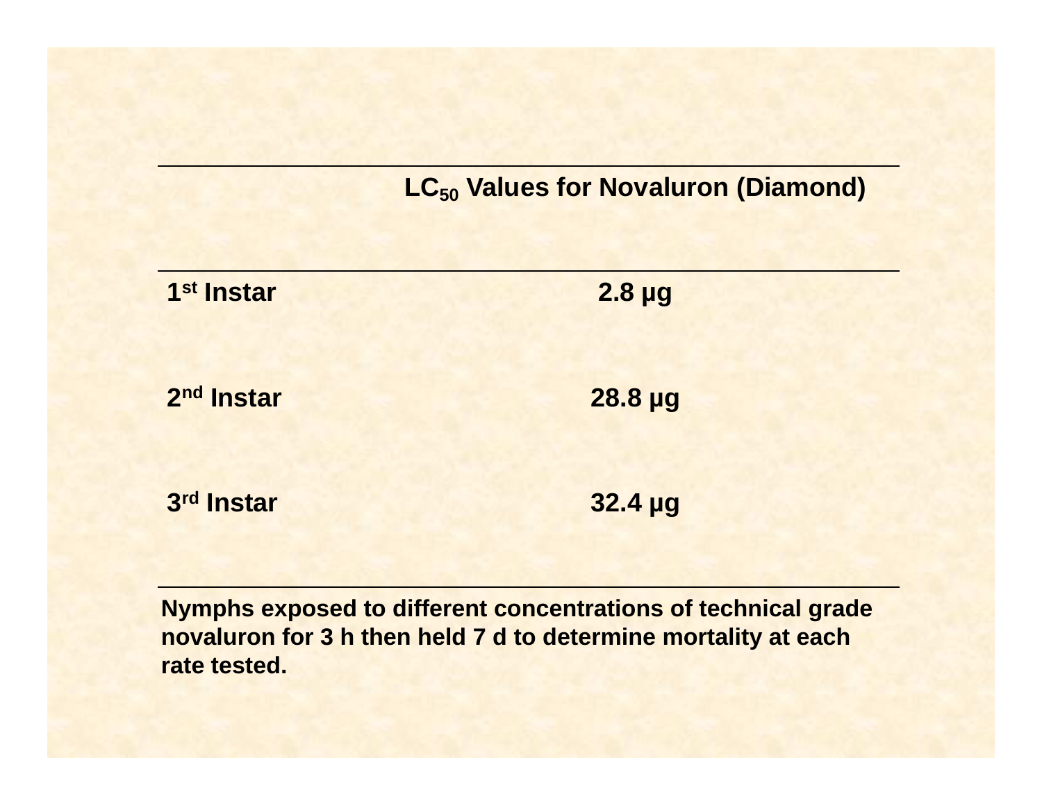| | $LC_{50}$ Values for Novaluron (Diamond) |
| --- | --- |
| $1^{st}$ Instar | 2.8 µg |
| $2^{nd}$ Instar | 28.8 µg |
| $3^{rd}$ Instar | 32.4 µg |

**Nymphs exposed to different concentrations of technical grade novaluron for 3 h then held 7 d to determine mortality at each rate tested.**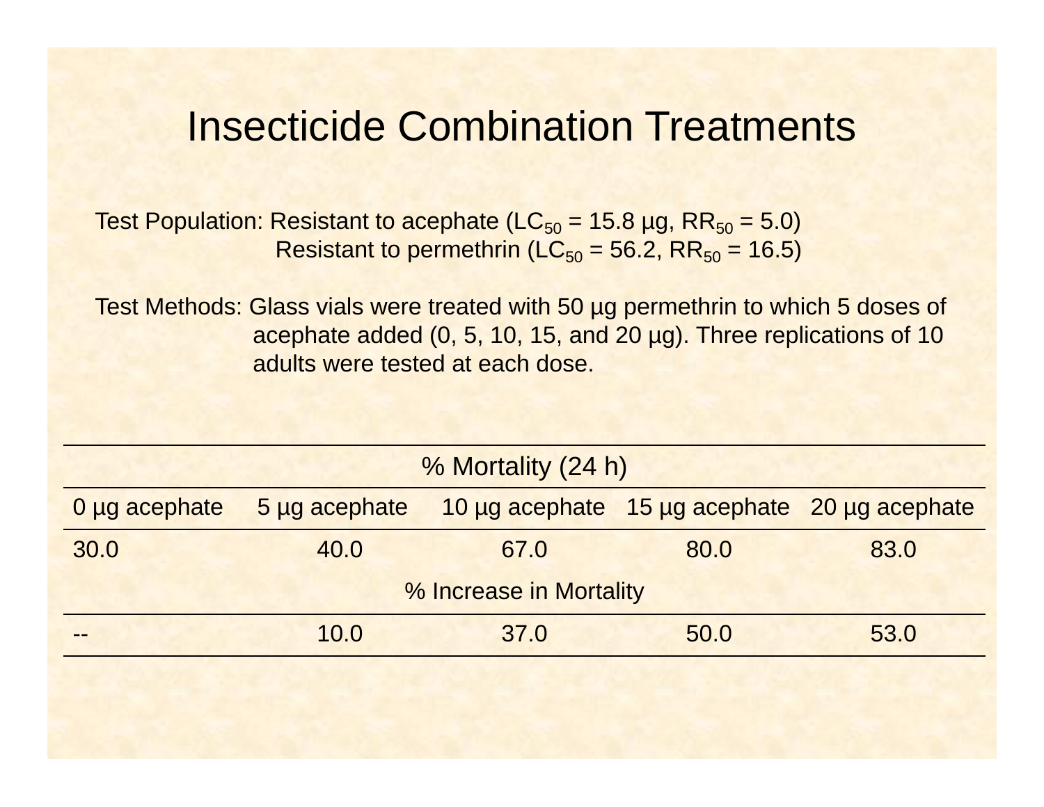# Insecticide Combination Treatments

Test Population: Resistant to acephate ($LC_{50}$ = 15.8 µg, $RR_{50}$ = 5.0)
Resistant to permethrin ($LC_{50}$ = 56.2, $RR_{50}$ = 16.5)

Test Methods: Glass vials were treated with 50 µg permethrin to which 5 doses of acephate added (0, 5, 10, 15, and 20 µg). Three replications of 10 adults were tested at each dose.

| % Mortality (24 h) | | | | |
|---|---|---|---|---|
| 0 µg acephate | 5 µg acephate | 10 µg acephate | 15 µg acephate | 20 µg acephate |
| 30.0 | 40.0 | 67.0 | 80.0 | 83.0 |
| % Increase in Mortality | | | | |
| -- | 10.0 | 37.0 | 50.0 | 53.0 |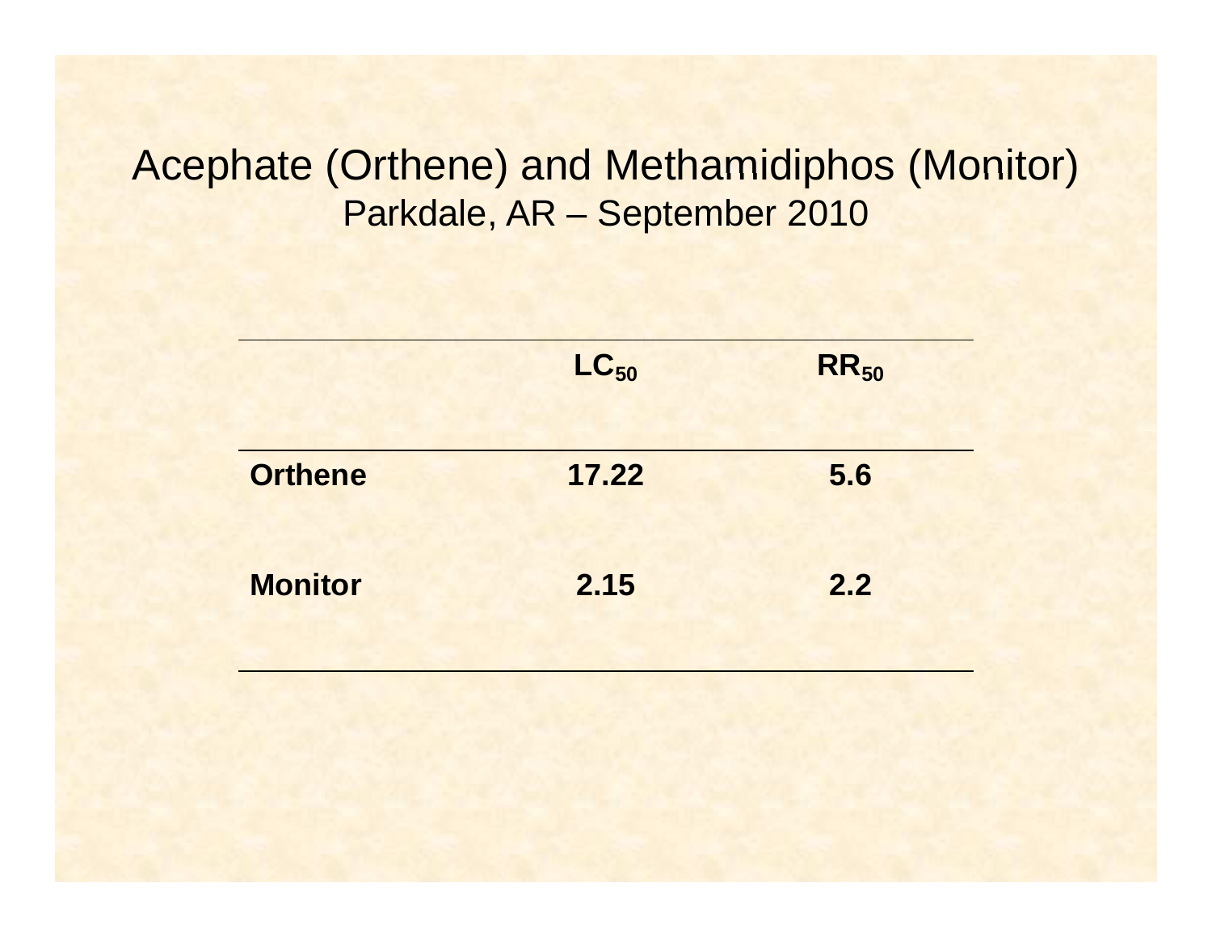# Acephate (Orthene) and Methamidiphos (Monitor)

## Parkdale, AR – September 2010

| | $LC_{50}$ | $RR_{50}$ |
|---|---|---|
| **Orthene** | **17.22** | **5.6** |
| **Monitor** | **2.15** | **2.2** |